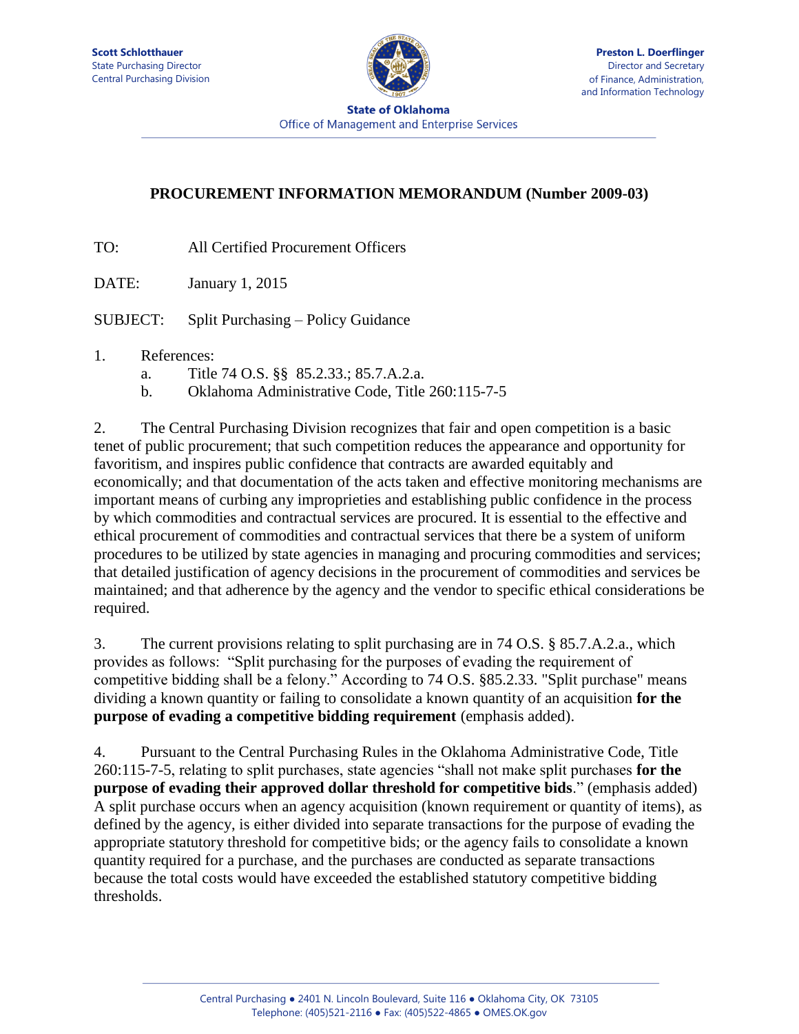**Scott Schlotthauer**
State Purchasing Director
Central Purchasing Division

**Preston L. Doerflinger**
Director and Secretary
of Finance, Administration,
and Information Technology

**State of Oklahoma**
Office of Management and Enterprise Services

## PROCUREMENT INFORMATION MEMORANDUM (Number 2009-03)

TO: All Certified Procurement Officers

DATE: January 1, 2015

SUBJECT: Split Purchasing – Policy Guidance

1. References:
   a. Title 74 O.S. §§ 85.2.33.; 85.7.A.2.a.
   b. Oklahoma Administrative Code, Title 260:115-7-5

2. The Central Purchasing Division recognizes that fair and open competition is a basic tenet of public procurement; that such competition reduces the appearance and opportunity for favoritism, and inspires public confidence that contracts are awarded equitably and economically; and that documentation of the acts taken and effective monitoring mechanisms are important means of curbing any improprieties and establishing public confidence in the process by which commodities and contractual services are procured. It is essential to the effective and ethical procurement of commodities and contractual services that there be a system of uniform procedures to be utilized by state agencies in managing and procuring commodities and services; that detailed justification of agency decisions in the procurement of commodities and services be maintained; and that adherence by the agency and the vendor to specific ethical considerations be required.

3. The current provisions relating to split purchasing are in 74 O.S. § 85.7.A.2.a., which provides as follows: "Split purchasing for the purposes of evading the requirement of competitive bidding shall be a felony." According to 74 O.S. §85.2.33. "Split purchase" means dividing a known quantity or failing to consolidate a known quantity of an acquisition **for the purpose of evading a competitive bidding requirement** (emphasis added).

4. Pursuant to the Central Purchasing Rules in the Oklahoma Administrative Code, Title 260:115-7-5, relating to split purchases, state agencies "shall not make split purchases **for the purpose of evading their approved dollar threshold for competitive bids**." (emphasis added) A split purchase occurs when an agency acquisition (known requirement or quantity of items), as defined by the agency, is either divided into separate transactions for the purpose of evading the appropriate statutory threshold for competitive bids; or the agency fails to consolidate a known quantity required for a purchase, and the purchases are conducted as separate transactions because the total costs would have exceeded the established statutory competitive bidding thresholds.

Central Purchasing ● 2401 N. Lincoln Boulevard, Suite 116 ● Oklahoma City, OK 73105
Telephone: (405)521-2116 ● Fax: (405)522-4865 ● OMES.OK.gov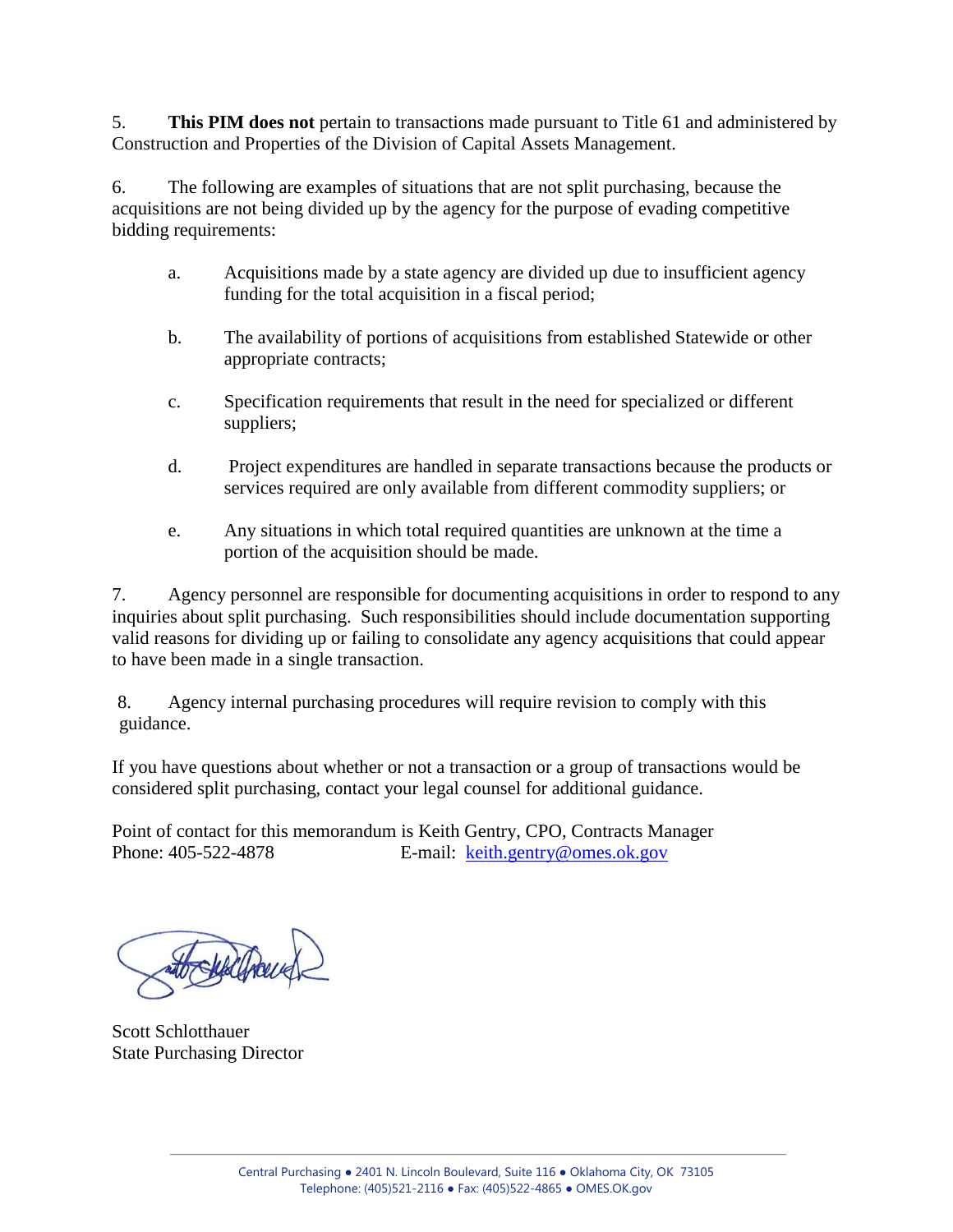5. **This PIM does not** pertain to transactions made pursuant to Title 61 and administered by Construction and Properties of the Division of Capital Assets Management.

6. The following are examples of situations that are not split purchasing, because the acquisitions are not being divided up by the agency for the purpose of evading competitive bidding requirements:

   a. Acquisitions made by a state agency are divided up due to insufficient agency funding for the total acquisition in a fiscal period;

   b. The availability of portions of acquisitions from established Statewide or other appropriate contracts;

   c. Specification requirements that result in the need for specialized or different suppliers;

   d. Project expenditures are handled in separate transactions because the products or services required are only available from different commodity suppliers; or

   e. Any situations in which total required quantities are unknown at the time a portion of the acquisition should be made.

7. Agency personnel are responsible for documenting acquisitions in order to respond to any inquiries about split purchasing. Such responsibilities should include documentation supporting valid reasons for dividing up or failing to consolidate any agency acquisitions that could appear to have been made in a single transaction.

8. Agency internal purchasing procedures will require revision to comply with this guidance.

If you have questions about whether or not a transaction or a group of transactions would be considered split purchasing, contact your legal counsel for additional guidance.

Point of contact for this memorandum is Keith Gentry, CPO, Contracts Manager
Phone: 405-522-4878 E-mail: keith.gentry@omes.ok.gov

Scott Schlotthauer
State Purchasing Director